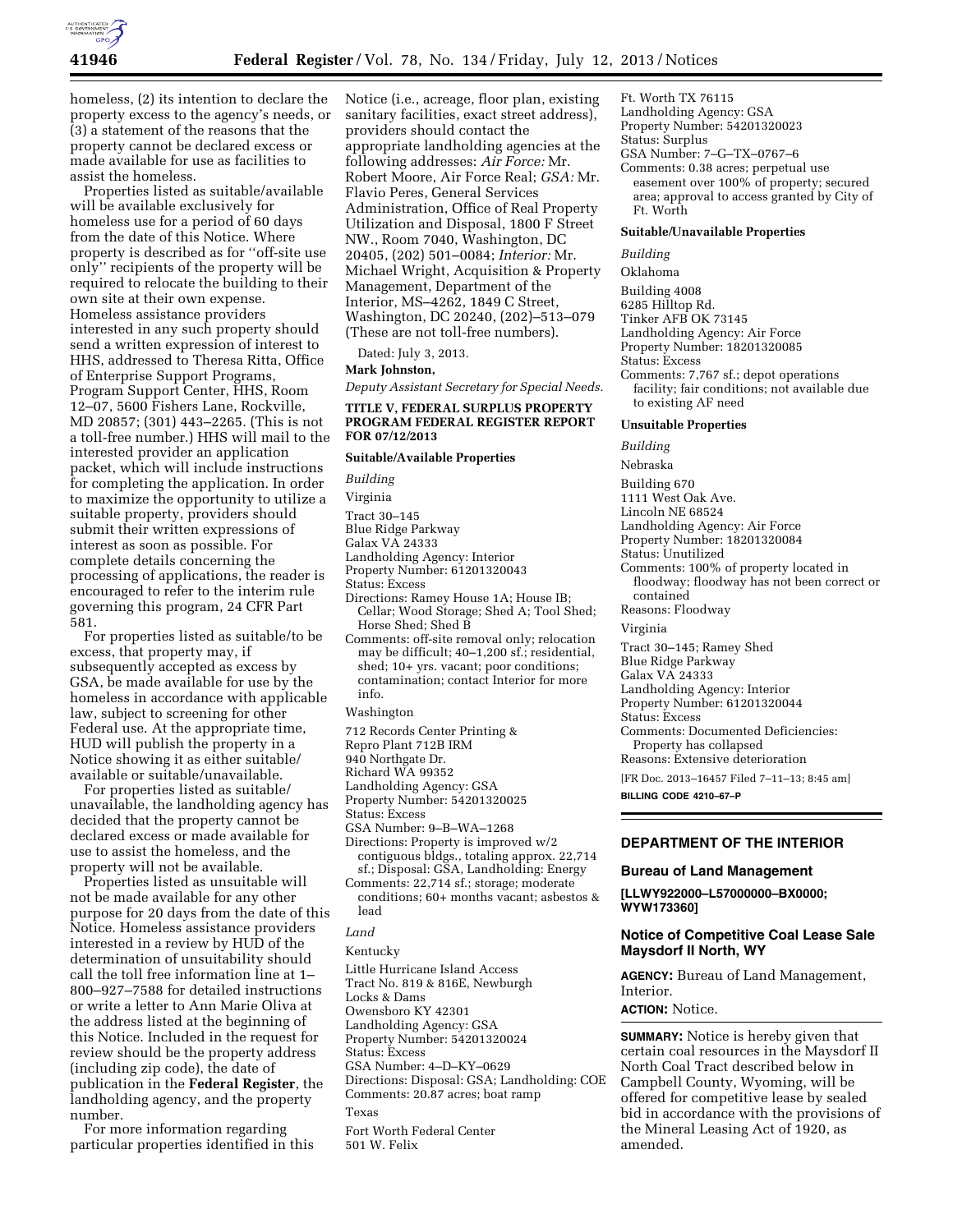homeless, (2) its intention to declare the property excess to the agency's needs, or (3) a statement of the reasons that the property cannot be declared excess or made available for use as facilities to assist the homeless.

Properties listed as suitable/available will be available exclusively for homeless use for a period of 60 days from the date of this Notice. Where property is described as for ''off-site use only'' recipients of the property will be required to relocate the building to their own site at their own expense. Homeless assistance providers interested in any such property should send a written expression of interest to HHS, addressed to Theresa Ritta, Office of Enterprise Support Programs, Program Support Center, HHS, Room 12–07, 5600 Fishers Lane, Rockville, MD 20857; (301) 443–2265. (This is not a toll-free number.) HHS will mail to the interested provider an application packet, which will include instructions for completing the application. In order to maximize the opportunity to utilize a suitable property, providers should submit their written expressions of interest as soon as possible. For complete details concerning the processing of applications, the reader is encouraged to refer to the interim rule governing this program, 24 CFR Part 581.

For properties listed as suitable/to be excess, that property may, if subsequently accepted as excess by GSA, be made available for use by the homeless in accordance with applicable law, subject to screening for other Federal use. At the appropriate time, HUD will publish the property in a Notice showing it as either suitable/available or suitable/unavailable.

For properties listed as suitable/unavailable, the landholding agency has decided that the property cannot be declared excess or made available for use to assist the homeless, and the property will not be available.

Properties listed as unsuitable will not be made available for any other purpose for 20 days from the date of this Notice. Homeless assistance providers interested in a review by HUD of the determination of unsuitability should call the toll free information line at 1–800–927–7588 for detailed instructions or write a letter to Ann Marie Oliva at the address listed at the beginning of this Notice. Included in the request for review should be the property address (including zip code), the date of publication in the **Federal Register**, the landholding agency, and the property number.

For more information regarding particular properties identified in this Notice (i.e., acreage, floor plan, existing sanitary facilities, exact street address), providers should contact the appropriate landholding agencies at the following addresses: *Air Force:* Mr. Robert Moore, Air Force Real; *GSA:* Mr. Flavio Peres, General Services Administration, Office of Real Property Utilization and Disposal, 1800 F Street NW., Room 7040, Washington, DC 20405, (202) 501–0084; *Interior:* Mr. Michael Wright, Acquisition & Property Management, Department of the Interior, MS–4262, 1849 C Street, Washington, DC 20240, (202)–513–079 (These are not toll-free numbers).

Dated: July 3, 2013.

**Mark Johnston,**

*Deputy Assistant Secretary for Special Needs.*

**TITLE V, FEDERAL SURPLUS PROPERTY PROGRAM FEDERAL REGISTER REPORT FOR 07/12/2013**

**Suitable/Available Properties**

*Building*

Virginia

Tract 30–145
Blue Ridge Parkway
Galax VA 24333
Landholding Agency: Interior
Property Number: 61201320043
Status: Excess
Directions: Ramey House 1A; House IB; Cellar; Wood Storage; Shed A; Tool Shed; Horse Shed; Shed B
Comments: off-site removal only; relocation may be difficult; 40–1,200 sf.; residential, shed; 10+ yrs. vacant; poor conditions; contamination; contact Interior for more info.

Washington

712 Records Center Printing &
Repro Plant 712B IRM
940 Northgate Dr.
Richard WA 99352
Landholding Agency: GSA
Property Number: 54201320025
Status: Excess
GSA Number: 9–B–WA–1268
Directions: Property is improved w/2 contiguous bldgs., totaling approx. 22,714 sf.; Disposal: GSA, Landholding: Energy
Comments: 22,714 sf.; storage; moderate conditions; 60+ months vacant; asbestos & lead

*Land*

Kentucky

Little Hurricane Island Access
Tract No. 819 & 816E, Newburgh
Locks & Dams
Owensboro KY 42301
Landholding Agency: GSA
Property Number: 54201320024
Status: Excess
GSA Number: 4–D–KY–0629
Directions: Disposal: GSA; Landholding: COE
Comments: 20.87 acres; boat ramp

Texas

Fort Worth Federal Center
501 W. Felix
Ft. Worth TX 76115
Landholding Agency: GSA
Property Number: 54201320023
Status: Surplus
GSA Number: 7–G–TX–0767–6
Comments: 0.38 acres; perpetual use easement over 100% of property; secured area; approval to access granted by City of Ft. Worth

**Suitable/Unavailable Properties**

*Building*

Oklahoma

Building 4008
6285 Hilltop Rd.
Tinker AFB OK 73145
Landholding Agency: Air Force
Property Number: 18201320085
Status: Excess
Comments: 7,767 sf.; depot operations facility; fair conditions; not available due to existing AF need

**Unsuitable Properties**

*Building*

Nebraska

Building 670
1111 West Oak Ave.
Lincoln NE 68524
Landholding Agency: Air Force
Property Number: 18201320084
Status: Unutilized
Comments: 100% of property located in floodway; floodway has not been correct or contained
Reasons: Floodway

Virginia

Tract 30–145; Ramey Shed
Blue Ridge Parkway
Galax VA 24333
Landholding Agency: Interior
Property Number: 61201320044
Status: Excess
Comments: Documented Deficiencies: Property has collapsed
Reasons: Extensive deterioration

[FR Doc. 2013–16457 Filed 7–11–13; 8:45 am]

**BILLING CODE 4210–67–P**

## DEPARTMENT OF THE INTERIOR

### Bureau of Land Management

**[LLWY922000–L57000000–BX0000; WYW173360]**

### Notice of Competitive Coal Lease Sale Maysdorf II North, WY

**AGENCY:** Bureau of Land Management, Interior.

**ACTION:** Notice.

**SUMMARY:** Notice is hereby given that certain coal resources in the Maysdorf II North Coal Tract described below in Campbell County, Wyoming, will be offered for competitive lease by sealed bid in accordance with the provisions of the Mineral Leasing Act of 1920, as amended.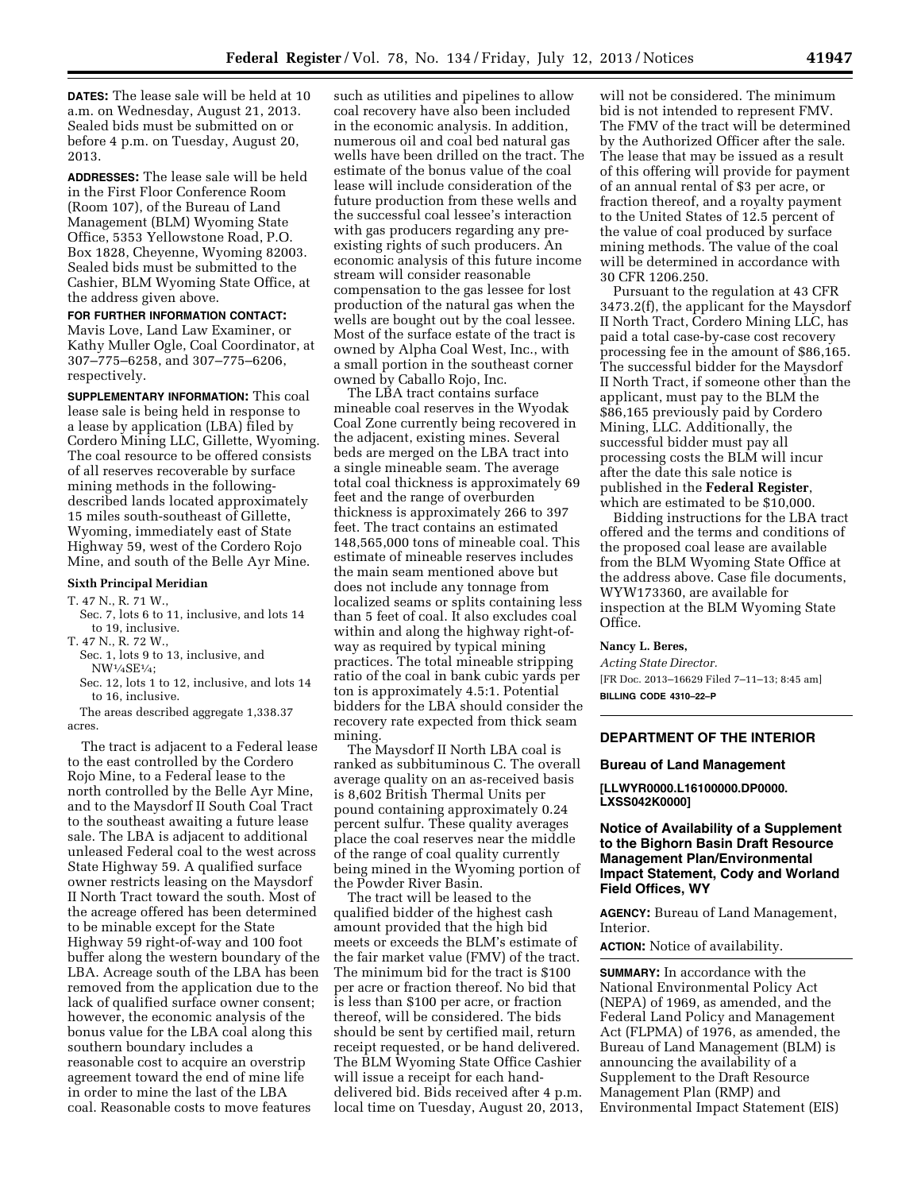**DATES:** The lease sale will be held at 10 a.m. on Wednesday, August 21, 2013. Sealed bids must be submitted on or before 4 p.m. on Tuesday, August 20, 2013.

**ADDRESSES:** The lease sale will be held in the First Floor Conference Room (Room 107), of the Bureau of Land Management (BLM) Wyoming State Office, 5353 Yellowstone Road, P.O. Box 1828, Cheyenne, Wyoming 82003. Sealed bids must be submitted to the Cashier, BLM Wyoming State Office, at the address given above.

**FOR FURTHER INFORMATION CONTACT:** Mavis Love, Land Law Examiner, or Kathy Muller Ogle, Coal Coordinator, at 307–775–6258, and 307–775–6206, respectively.

**SUPPLEMENTARY INFORMATION:** This coal lease sale is being held in response to a lease by application (LBA) filed by Cordero Mining LLC, Gillette, Wyoming. The coal resource to be offered consists of all reserves recoverable by surface mining methods in the following-described lands located approximately 15 miles south-southeast of Gillette, Wyoming, immediately east of State Highway 59, west of the Cordero Rojo Mine, and south of the Belle Ayr Mine.

**Sixth Principal Meridian**

T. 47 N., R. 71 W.,
Sec. 7, lots 6 to 11, inclusive, and lots 14 to 19, inclusive.

T. 47 N., R. 72 W.,
Sec. 1, lots 9 to 13, inclusive, and NW¼SE¼;
Sec. 12, lots 1 to 12, inclusive, and lots 14 to 16, inclusive.

The areas described aggregate 1,338.37 acres.

The tract is adjacent to a Federal lease to the east controlled by the Cordero Rojo Mine, to a Federal lease to the north controlled by the Belle Ayr Mine, and to the Maysdorf II South Coal Tract to the southeast awaiting a future lease sale. The LBA is adjacent to additional unleased Federal coal to the west across State Highway 59. A qualified surface owner restricts leasing on the Maysdorf II North Tract toward the south. Most of the acreage offered has been determined to be minable except for the State Highway 59 right-of-way and 100 foot buffer along the western boundary of the LBA. Acreage south of the LBA has been removed from the application due to the lack of qualified surface owner consent; however, the economic analysis of the bonus value for the LBA coal along this southern boundary includes a reasonable cost to acquire an overstrip agreement toward the end of mine life in order to mine the last of the LBA coal. Reasonable costs to move features such as utilities and pipelines to allow coal recovery have also been included in the economic analysis. In addition, numerous oil and coal bed natural gas wells have been drilled on the tract. The estimate of the bonus value of the coal lease will include consideration of the future production from these wells and the successful coal lessee's interaction with gas producers regarding any pre-existing rights of such producers. An economic analysis of this future income stream will consider reasonable compensation to the gas lessee for lost production of the natural gas when the wells are bought out by the coal lessee. Most of the surface estate of the tract is owned by Alpha Coal West, Inc., with a small portion in the southeast corner owned by Caballo Rojo, Inc.

The LBA tract contains surface mineable coal reserves in the Wyodak Coal Zone currently being recovered in the adjacent, existing mines. Several beds are merged on the LBA tract into a single mineable seam. The average total coal thickness is approximately 69 feet and the range of overburden thickness is approximately 266 to 397 feet. The tract contains an estimated 148,565,000 tons of mineable coal. This estimate of mineable reserves includes the main seam mentioned above but does not include any tonnage from localized seams or splits containing less than 5 feet of coal. It also excludes coal within and along the highway right-of-way as required by typical mining practices. The total mineable stripping ratio of the coal in bank cubic yards per ton is approximately 4.5:1. Potential bidders for the LBA should consider the recovery rate expected from thick seam mining.

The Maysdorf II North LBA coal is ranked as subbituminous C. The overall average quality on an as-received basis is 8,602 British Thermal Units per pound containing approximately 0.24 percent sulfur. These quality averages place the coal reserves near the middle of the range of coal quality currently being mined in the Wyoming portion of the Powder River Basin.

The tract will be leased to the qualified bidder of the highest cash amount provided that the high bid meets or exceeds the BLM's estimate of the fair market value (FMV) of the tract. The minimum bid for the tract is $100 per acre or fraction thereof. No bid that is less than $100 per acre, or fraction thereof, will be considered. The bids should be sent by certified mail, return receipt requested, or be hand delivered. The BLM Wyoming State Office Cashier will issue a receipt for each hand-delivered bid. Bids received after 4 p.m. local time on Tuesday, August 20, 2013, will not be considered. The minimum bid is not intended to represent FMV. The FMV of the tract will be determined by the Authorized Officer after the sale. The lease that may be issued as a result of this offering will provide for payment of an annual rental of $3 per acre, or fraction thereof, and a royalty payment to the United States of 12.5 percent of the value of coal produced by surface mining methods. The value of the coal will be determined in accordance with 30 CFR 1206.250.

Pursuant to the regulation at 43 CFR 3473.2(f), the applicant for the Maysdorf II North Tract, Cordero Mining LLC, has paid a total case-by-case cost recovery processing fee in the amount of $86,165. The successful bidder for the Maysdorf II North Tract, if someone other than the applicant, must pay to the BLM the $86,165 previously paid by Cordero Mining, LLC. Additionally, the successful bidder must pay all processing costs the BLM will incur after the date this sale notice is published in the **Federal Register**, which are estimated to be $10,000.

Bidding instructions for the LBA tract offered and the terms and conditions of the proposed coal lease are available from the BLM Wyoming State Office at the address above. Case file documents, WYW173360, are available for inspection at the BLM Wyoming State Office.

**Nancy L. Beres,**

*Acting State Director.*

[FR Doc. 2013–16629 Filed 7–11–13; 8:45 am]

**BILLING CODE 4310–22–P**

---

## DEPARTMENT OF THE INTERIOR

### Bureau of Land Management

**[LLWYR0000.L16100000.DP0000. LXSS042K0000]**

### Notice of Availability of a Supplement to the Bighorn Basin Draft Resource Management Plan/Environmental Impact Statement, Cody and Worland Field Offices, WY

**AGENCY:** Bureau of Land Management, Interior.

**ACTION:** Notice of availability.

**SUMMARY:** In accordance with the National Environmental Policy Act (NEPA) of 1969, as amended, and the Federal Land Policy and Management Act (FLPMA) of 1976, as amended, the Bureau of Land Management (BLM) is announcing the availability of a Supplement to the Draft Resource Management Plan (RMP) and Environmental Impact Statement (EIS)